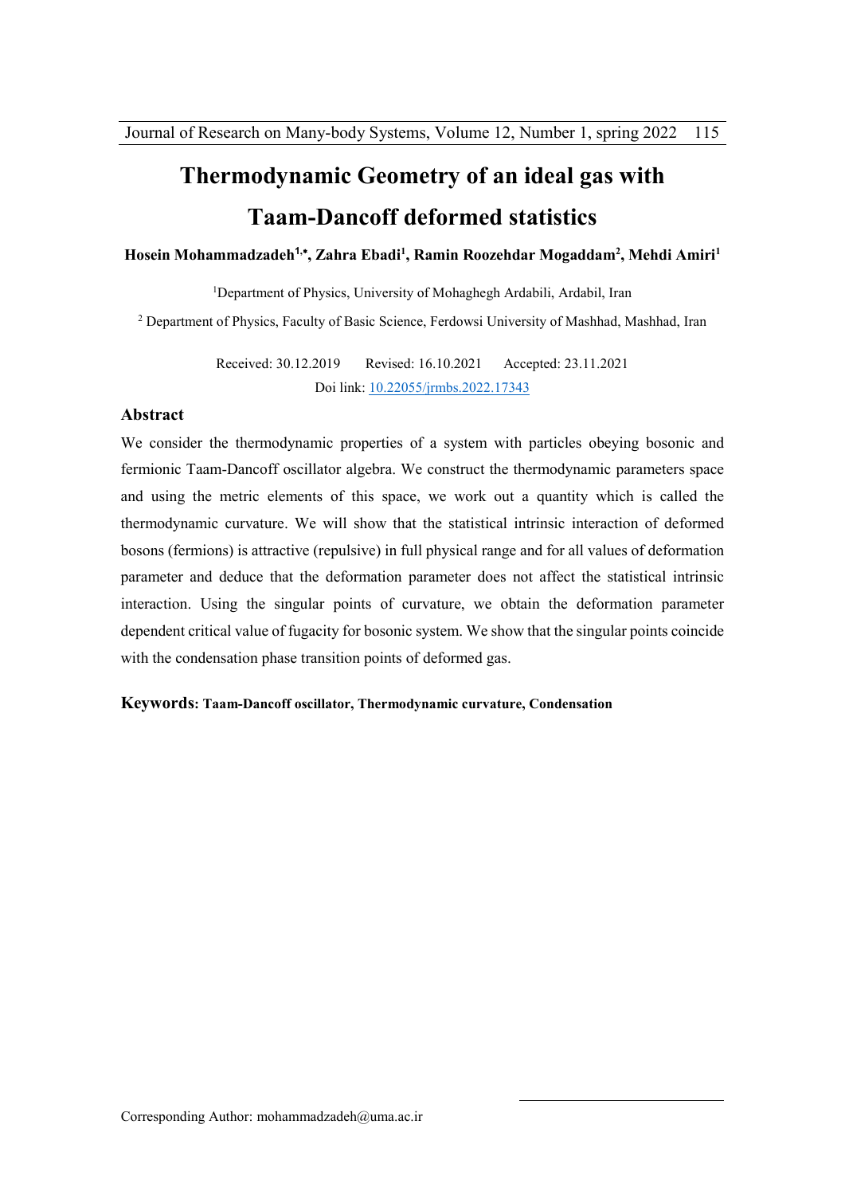# Thermodynamic Geometry of an ideal gas with Taam-Dancoff deformed statistics

**Hosein Mohammadzadeh[1,*], Zahra Ebadi[1], Ramin Roozehdar Mogaddam[2], Mehdi Amiri[1]**

[1]Department of Physics, University of Mohaghegh Ardabili, Ardabil, Iran

[2] Department of Physics, Faculty of Basic Science, Ferdowsi University of Mashhad, Mashhad, Iran

Received: 30.12.2019 Revised: 16.10.2021 Accepted: 23.11.2021

Doi link: 10.22055/jrmbs.2022.17343

## Abstract

We consider the thermodynamic properties of a system with particles obeying bosonic and fermionic Taam-Dancoff oscillator algebra. We construct the thermodynamic parameters space and using the metric elements of this space, we work out a quantity which is called the thermodynamic curvature. We will show that the statistical intrinsic interaction of deformed bosons (fermions) is attractive (repulsive) in full physical range and for all values of deformation parameter and deduce that the deformation parameter does not affect the statistical intrinsic interaction. Using the singular points of curvature, we obtain the deformation parameter dependent critical value of fugacity for bosonic system. We show that the singular points coincide with the condensation phase transition points of deformed gas.

**Keywords: Taam-Dancoff oscillator, Thermodynamic curvature, Condensation**

Corresponding Author: mohammadzadeh@uma.ac.ir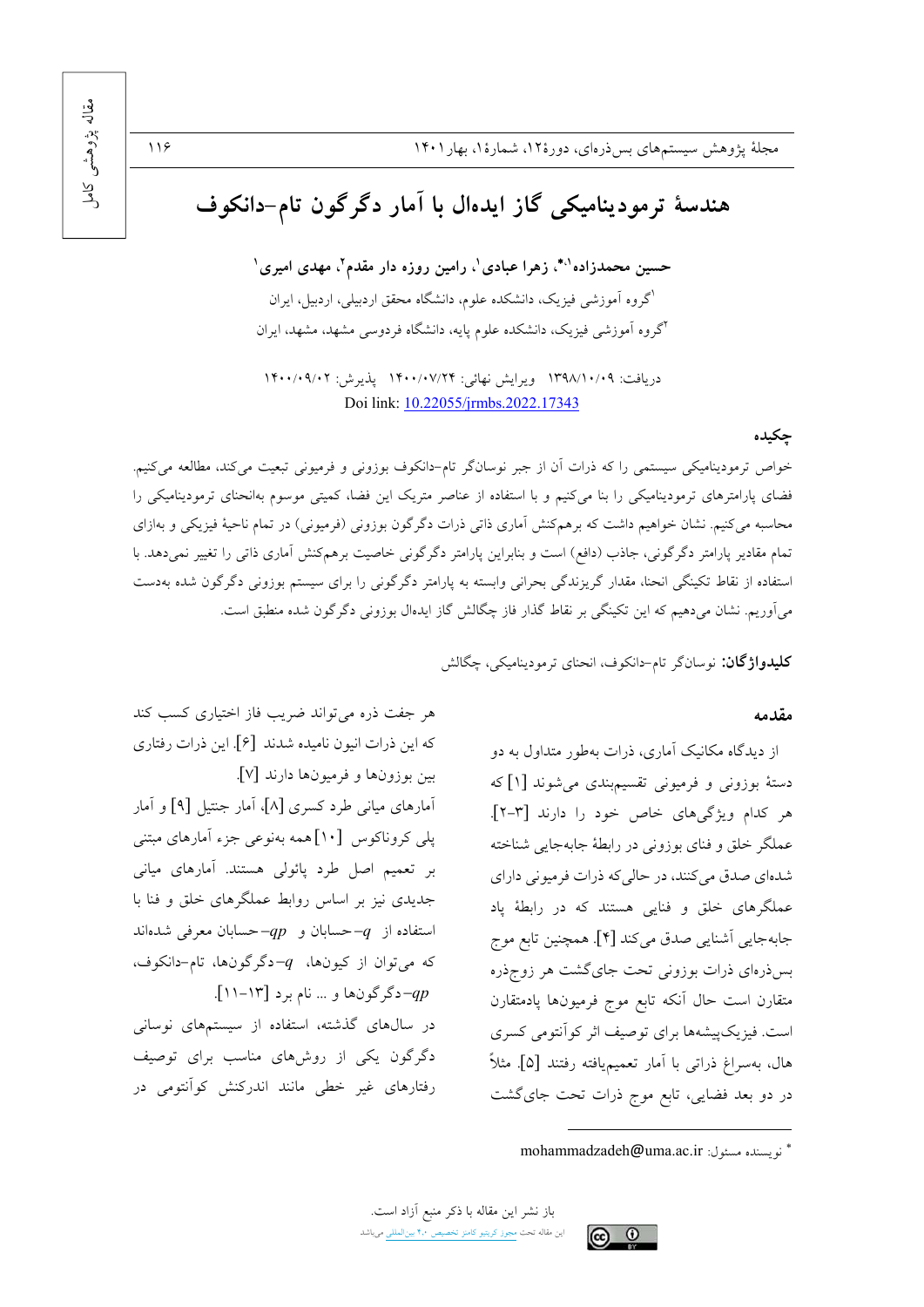# هندسهٔ ترمودینامیکی گاز ایده‌ال با آمار دگرگون تام–دانکوف

**حسین محمدزاده[1،*]، زهرا عبادی[1]، رامین روزه دار مقدم[2]، مهدی امیری[1]**

[1]گروه آموزشی فیزیک، دانشکده علوم، دانشگاه محقق اردبیلی، اردبیل، ایران

[2]گروه آموزشی فیزیک، دانشکده علوم پایه، دانشگاه فردوسی مشهد، مشهد، ایران

دریافت: ۱۳۹۸/۱۰/۰۹ ویرایش نهائی: ۱۴۰۰/۰۷/۲۴ پذیرش: ۱۴۰۰/۰۹/۰۲

Doi link: 10.22055/jrmbs.2022.17343

## چکیده

خواص ترمودینامیکی سیستمی را که ذرات آن از جبر نوسانگر تام–دانکوف بوزونی و فرمیونی تبعیت می‌کند، مطالعه می‌کنیم. فضای پارامترهای ترمودینامیکی را بنا می‌کنیم و با استفاده از عناصر متریک این فضا، کمیتی موسوم به‌انحنای ترمودینامیکی را محاسبه می‌کنیم. نشان خواهیم داشت که برهم‌کنش آماری ذاتی ذرات دگرگون بوزونی (فرمیونی) در تمام ناحیهٔ فیزیکی و به‌ازای تمام مقادیر پارامتر دگرگونی، جاذب (دافع) است و بنابراین پارامتر دگرگونی خاصیت برهم‌کنش آماری ذاتی را تغییر نمی‌دهد. با استفاده از نقاط تکینگی انحنا، مقدار گریزندگی بحرانی وابسته به پارامتر دگرگونی را برای سیستم بوزونی دگرگون شده به‌دست می‌آوریم. نشان می‌دهیم که این تکینگی بر نقاط گذار فاز چگالش گاز ایده‌ال بوزونی دگرگون شده منطبق است.

**کلیدواژگان:** نوسانگر تام–دانکوف، انحنای ترمودینامیکی، چگالش

## مقدمه

از دیدگاه مکانیک آماری، ذرات به‌طور متداول به دو دستهٔ بوزونی و فرمیونی تقسیم‌بندی می‌شوند [1] که هر کدام ویژگی‌های خاص خود را دارند [2-3]. عملگر خلق و فنای بوزونی در رابطهٔ جابه‌جایی شناخته شده‌ای صدق می‌کنند، در حالی‌که ذرات فرمیونی دارای عملگرهای خلق و فنایی هستند که در رابطهٔ پاد جابه‌جایی آشنایی صدق می‌کند [4]. همچنین تابع موج بس‌ذره‌ای ذرات بوزونی تحت جای‌گشت هر زوج‌ذره متقارن است حال آنکه تابع موج فرمیون‌ها پادمتقارن است. فیزیک‌پیشه‌ها برای توصیف اثر کوآنتومی کسری هال، به‌سراغ ذراتی با آمار تعمیم‌یافته رفتند [5]. مثلاً در دو بعد فضایی، تابع موج ذرات تحت جای‌گشت هر جفت ذره می‌تواند ضریب فاز اختیاری کسب کند که این ذرات انیون نامیده شدند [6]. این ذرات رفتاری بین بوزون‌ها و فرمیون‌ها دارند [7].

آمارهای میانی طرد کسری [8]، آمار جنتیل [9] و آمار پلی کروناکوس [10] همه به‌نوعی جزء آمارهای مبتنی بر تعمیم اصل طرد پائولی هستند. آمارهای میانی جدیدی نیز بر اساس روابط عملگرهای خلق و فنا با استفاده از $q$–حسابان و $qp$–حسابان معرفی شده‌اند که می‌توان از کیون‌ها، $q$–دگرگون‌ها، تام–دانکوف، $qp$–دگرگون‌ها و ... نام برد [11-13].

در سال‌های گذشته، استفاده از سیستم‌های نوسانی دگرگون یکی از روش‌های مناسب برای توصیف رفتارهای غیر خطی مانند اندرکنش کوآنتومی در

---

* نویسنده مسئول: mohammadzadeh@uma.ac.ir

باز نشر این مقاله با ذکر منبع آزاد است.

این مقاله تحت مجوز کریتیو کامنز تخصیص ۴.۰ بین‌المللی می‌باشد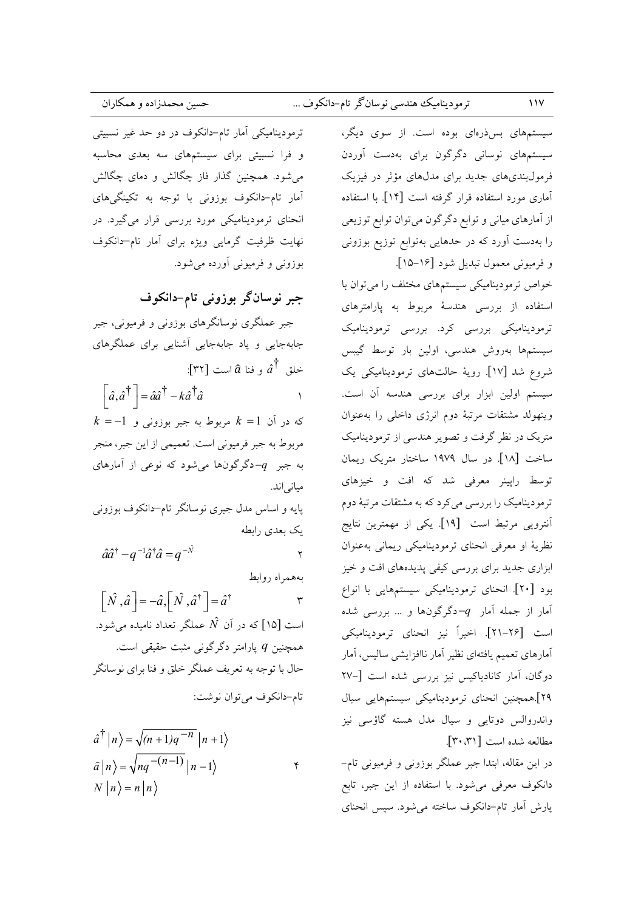سیستم‌های بس‌ذره‌ای بوده است. از سوی دیگر، سیستم‌های نوسانی دگرگون برای به‌دست آوردن فرمول‌بندی‌های جدید برای مدل‌های مؤثر در فیزیک آماری مورد استفاده قرار گرفته است [۱۴]. با استفاده از آمارهای میانی و توابع دگرگون می‌توان توابع توزیعی را به‌دست آورد که در حدهایی به‌توابع توزیع بوزونی و فرمیونی معمول تبدیل شود [۱۶-۱۵].

خواص ترمودینامیکی سیستم‌های مختلف را می‌توان با استفاده از بررسی هندسهٔ مربوط به پارامترهای ترمودینامیکی بررسی کرد. بررسی ترمودینامیک سیستم‌ها به‌روش هندسی، اولین بار توسط گیبس شروع شد [۱۷]. رویهٔ حالت‌های ترمودینامیکی یک سیستم اولین ابزار برای بررسی هندسه آن است. وینهولد مشتقات مرتبهٔ دوم انرژی داخلی را به‌عنوان متریک در نظر گرفت و تصویر هندسی از ترمودینامیک ساخت [۱۸]. در سال ۱۹۷۹ ساختار متریک ریمان توسط راپینر معرفی شد که افت و خیزهای ترمودینامیک را بررسی می‌کرد که به مشتقات مرتبهٔ دوم آنتروپی مرتبط است [۱۹]. یکی از مهمترین نتایج نظریهٔ او معرفی انحنای ترمودینامیکی ریمانی به‌عنوان ابزاری جدید برای بررسی کیفی پدیده‌های افت و خیز بود [۲۰]. انحنای ترمودینامیکی سیستم‌هایی با انواع آمار از جمله آمار $q$-دگرگون‌ها و ... بررسی شده است [۲۶-۲۱]. اخیراً نیز انحنای ترمودینامیکی آمارهای تعمیم یافته‌ای نظیر آمار ناافزایشی سالیس، آمار دوگان، آمار کانادیاکیس نیز بررسی شده است [-۲۷ ۲۹].همچنین انحنای ترمودینامیکی سیستم‌هایی سیال واندروالس دوتایی و سیال مدل هسته گاؤسی نیز مطالعه شده است [۳۰،۳۱].

در این مقاله، ابتدا جبر عملگر بوزونی و فرمیونی تام-دانکوف معرفی می‌شود. با استفاده از این جبر، تابع پارش آمار تام-دانکوف ساخته می‌شود. سپس انحنای ترمودینامیکی آمار تام-دانکوف در دو حد غیر نسبیتی و فرا نسبیتی برای سیستم‌های سه بعدی محاسبه می‌شود. همچنین گذار فاز چگالش و دمای چگالش آمار تام-دانکوف بوزونی با توجه به تکینگی‌های انحنای ترمودینامیکی مورد بررسی قرار می‌گیرد. در نهایت ظرفیت گرمایی ویژه برای آمار تام-دانکوف بوزونی و فرمیونی آورده می‌شود.

## جبر نوسانگر بوزونی تام-دانکوف

جبر عملگری نوسانگرهای بوزونی و فرمیونی، جبر جابه‌جایی و پاد جابه‌جایی آشنایی برای عملگرهای خلق $\hat{a}^{\dagger}$ و فنا $\hat{a}$ است [۳۲]:

$$\left[\hat{a},\hat{a}^{\dagger}\right]=\hat{a}\hat{a}^{\dagger}-k\hat{a}^{\dagger}\hat{a} \qquad ۱$$

که در آن $k=1$ مربوط به جبر بوزونی و $k=-1$ مربوط به جبر فرمیونی است. تعمیمی از این جبر، منجر به جبر $q$-دگرگون‌ها می‌شود که نوعی از آمارهای میانی‌اند.

پایه و اساس مدل جبری نوسانگر تام-دانکوف بوزونی یک بعدی رابطه

$$\hat{a}\hat{a}^{\dagger}-q^{-1}\hat{a}^{\dagger}\hat{a}=q^{-\hat{N}} \qquad ۲$$

به‌همراه روابط

$$\left[\hat{N},\hat{a}\right]=-\hat{a},\left[\hat{N},\hat{a}^{\dagger}\right]=\hat{a}^{\dagger} \qquad ۳$$

است [۱۵] که در آن $\hat{N}$ عملگر تعداد نامیده می‌شود. همچنین $q$ پارامتر دگرگونی مثبت حقیقی است.

حال با توجه به تعریف عملگر خلق و فنا برای نوسانگر تام-دانکوف می‌توان نوشت:

$$\begin{aligned}
\hat{a}^{\dagger}\left|n\right\rangle &= \sqrt{(n+1)q^{-n}}\left|n+1\right\rangle \\
\bar{a}\left|n\right\rangle &= \sqrt{nq^{-(n-1)}}\left|n-1\right\rangle \\
N\left|n\right\rangle &= n\left|n\right\rangle
\end{aligned} \qquad ۴$$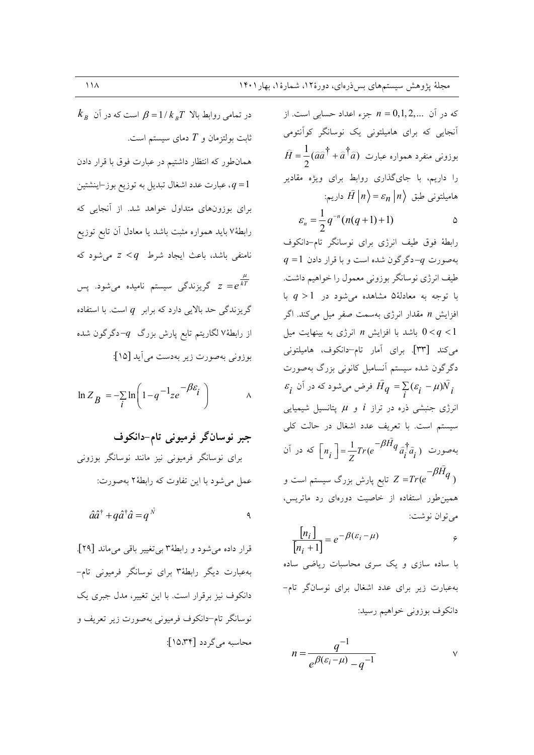که در آن $n = 0,1,2,...$ جزء اعداد حسابی است. از آنجایی که برای هامیلتونی یک نوسانگر کوآنتومی بوزونی منفرد همواره عبارت $\hat{H} = \frac{1}{2}(\hat{a}\hat{a}^{\dagger} + \hat{a}^{\dagger}\hat{a})$ را داریم، با جای‌گذاری روابط برای ویژه مقادیر هامیلتونی طبق $\hat{H}\left|n\right\rangle = \varepsilon_n \left|n\right\rangle$ داریم:

$$\varepsilon_n = \frac{1}{2} q^{-n}(n(q+1)+1) \qquad ۵$$

رابطهٔ فوق طیف انرژی برای نوسانگر تام–دانکوف به‌صورت $q$–دگرگون شده است و با قرار دادن $q=1$ طیف انرژی نوسانگر بوزونی معمول را خواهیم داشت. با توجه به معادلهٔ۵ مشاهده می‌شود در $q>1$ با افزایش $n$ مقدار انرژی به‌سمت صفر میل می‌کند. اگر $0<q<1$ باشد با افزایش $n$ انرژی به بینهایت میل می‌کند [۳۳]. برای آمار تام–دانکوف، هامیلتونی دگرگون شده سیستم آنسامبل کانونی بزرگ به‌صورت $\hat{H}_q = \sum_i (\varepsilon_i - \mu)\hat{N}_i$ فرض می‌شود که در آن $\varepsilon_i$ انرژی جنبشی ذره در تراز $i$ و $\mu$ پتانسیل شیمیایی سیستم است. با تعریف عدد اشغال در حالت کلی به‌صورت $\left[n_i\right] = \frac{1}{Z}Tr(e^{-\beta\hat{H}_q}\hat{a}_i^{\dagger}\hat{a}_i)$ که در آن $Z = Tr(e^{-\beta\hat{H}_q})$ تابع پارش بزرگ سیستم است و همین‌طور استفاده از خاصیت دوره‌ای رد ماتریس، می‌توان نوشت:

$$\frac{[n_i]}{[n_i+1]} = e^{-\beta(\varepsilon_i - \mu)} \qquad ۶$$

با ساده سازی و یک سری محاسبات ریاضی ساده به‌عبارت زیر برای عدد اشغال برای نوسانگر تام–دانکوف بوزونی خواهیم رسید:

$$n = \frac{q^{-1}}{e^{\beta(\varepsilon_i - \mu)} - q^{-1}} \qquad ۷$$

در تمامی روابط بالا $\beta = 1/k_B T$ است که در آن $k_B$ ثابت بولتزمان و $T$ دمای سیستم است.

همان‌طور که انتظار داشتیم در عبارت فوق با قرار دادن $q=1$، عبارت عدد اشغال تبدیل به توزیع بوز–اینشتین برای بوزون‌های متداول خواهد شد. از آنجایی که رابطهٔ۷ باید همواره مثبت باشد یا معادل آن تابع توزیع نامنفی باشد، باعث ایجاد شرط $z<q$ می‌شود که $z = e^{\frac{\mu}{kT}}$ گریزندگی سیستم نامیده می‌شود. پس گریزندگی حد بالایی دارد که برابر $q$ است. با استفاده از رابطهٔ۷ لگاریتم تابع پارش بزرگ $q$–دگرگون شده بوزونی به‌صورت زیر به‌دست می‌آید [۱۵]:

$$\ln Z_B = -\sum_i \ln\left(1 - q^{-1} z e^{-\beta\varepsilon_i}\right) \qquad ۸$$

## جبر نوسانگر فرمیونی تام–دانکوف

برای نوسانگر فرمیونی نیز مانند نوسانگر بوزونی عمل می‌شود با این تفاوت که رابطهٔ۲ به‌صورت:

$$\hat{a}\hat{a}^{\dagger} + q\hat{a}^{\dagger}\hat{a} = q^{\hat{N}} \qquad ۹$$

قرار داده می‌شود و رابطهٔ۳ بی‌تغییر باقی می‌ماند [۲۹]. به‌عبارت دیگر رابطهٔ۳ برای نوسانگر فرمیونی تام–دانکوف نیز برقرار است. با این تغییر، مدل جبری یک نوسانگر تام–دانکوف فرمیونی به‌صورت زیر تعریف و محاسبه می‌گردد [۱۵،۳۴]: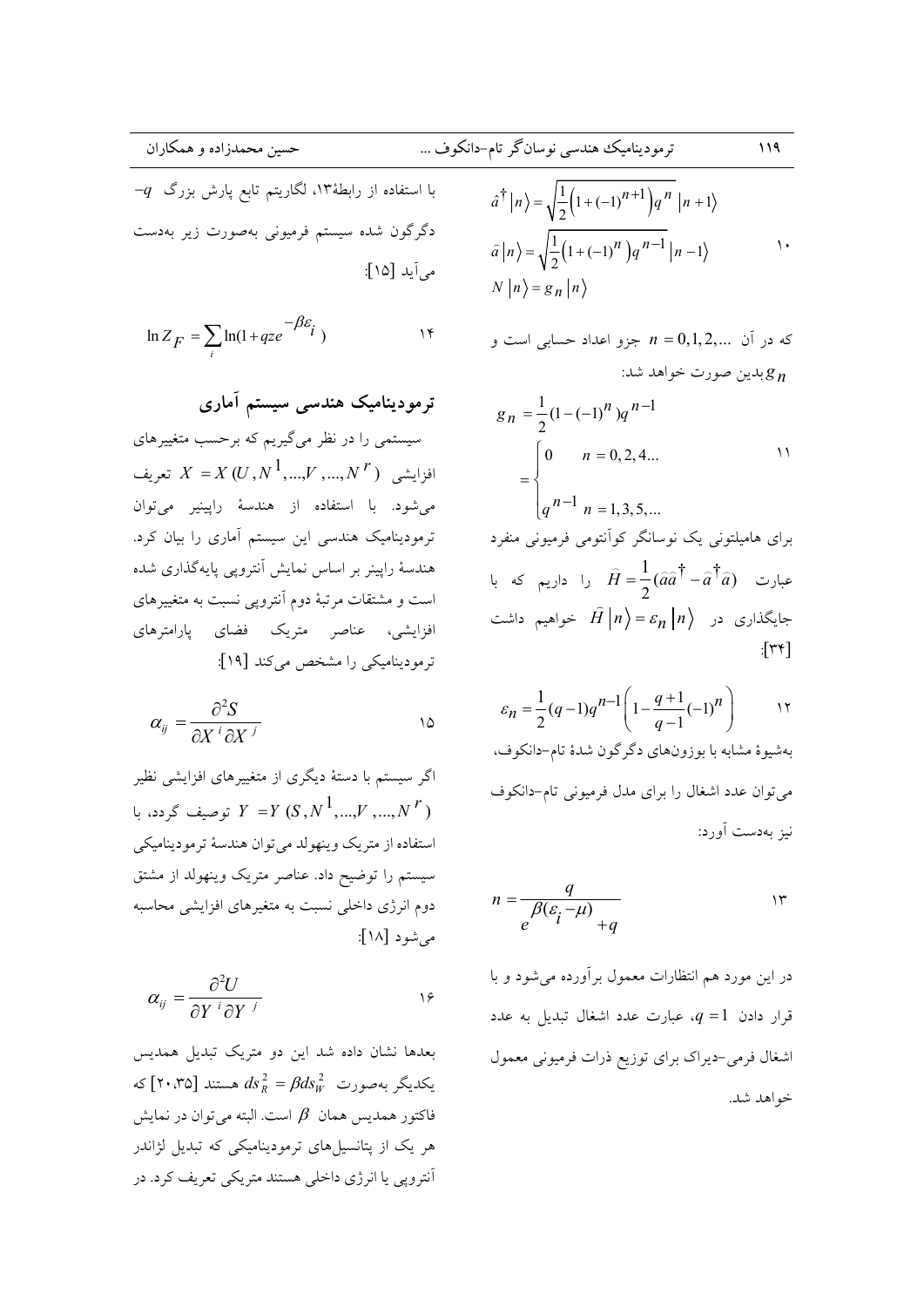$$\hat{a}^\dagger |n\rangle = \sqrt{\frac{1}{2}\left(1+(-1)^{n+1}\right)q^n}\ |n+1\rangle$$
$$\hat{a}|n\rangle = \sqrt{\frac{1}{2}\left(1+(-1)^n\right)q^{n-1}}\ |n-1\rangle \qquad ۱۰$$
$$N|n\rangle = g_n|n\rangle$$

که در آن $n = 0,1,2,...$ جزو اعداد حسابی است و $g_n$ بدین صورت خواهد شد:

$$g_n = \frac{1}{2}(1-(-1)^n)q^{n-1} = \begin{cases} 0 & n = 0,2,4... \\ q^{n-1} & n = 1,3,5,... \end{cases} \qquad ۱۱$$

برای هامیلتونی یک نوسانگر کوآنتومی فرمیونی منفرد عبارت $\hat{H} = \frac{1}{2}(\hat{a}\hat{a}^\dagger - \hat{a}^\dagger\hat{a})$ را داریم که با جایگذاری در $\hat{H}|n\rangle = \varepsilon_n|n\rangle$ خواهیم داشت [۳۴]:

$$\varepsilon_n = \frac{1}{2}(q-1)q^{n-1}\left(1-\frac{q+1}{q-1}(-1)^n\right) \qquad ۱۲$$

به‌شیوهٔ مشابه با بوزون‌های دگرگون شدهٔ تام-دانکوف، می‌توان عدد اشغال را برای مدل فرمیونی تام-دانکوف نیز به‌دست آورد:

$$n = \frac{q}{e^{\beta(\varepsilon_i-\mu)}+q} \qquad ۱۳$$

در این مورد هم انتظارات معمول برآورده می‌شود و با قرار دادن $q=1$، عبارت عدد اشغال تبدیل به عدد اشغال فرمی-دیراک برای توزیع ذرات فرمیونی معمول خواهد شد.

با استفاده از رابطهٔ۱۳، لگاریتم تابع پارش بزرگ $q$-دگرگون شده سیستم فرمیونی به‌صورت زیر به‌دست می‌آید [۱۵]:

$$\ln Z_F = \sum_i \ln(1+qze^{-\beta\varepsilon_i}) \qquad ۱۴$$

## ترمودینامیک هندسی سیستم آماری

سیستمی را در نظر می‌گیریم که برحسب متغییرهای افزایشی $X = X(U, N^1, ..., N^r)$ تعریف می‌شود. با استفاده از هندسهٔ راپینر می‌توان ترمودینامیک هندسی این سیستم آماری را بیان کرد. هندسهٔ راپینر بر اساس نمایش آنتروپی پایه‌گذاری شده است و مشتقات مرتبهٔ دوم آنتروپی نسبت به متغییرهای افزایشی، عناصر متریک فضای پارامترهای ترمودینامیکی را مشخص می‌کند [۱۹]:

$$\alpha_{ij} = \frac{\partial^2 S}{\partial X^i \partial X^j} \qquad ۱۵$$

اگر سیستم با دستهٔ دیگری از متغییرهای افزایشی نظیر $Y = Y(S, N^1, ..., V, ..., N^r)$ توصیف گردد، با استفاده از متریک وینهولد می‌توان هندسهٔ ترمودینامیکی سیستم را توضیح داد. عناصر متریک وینهولد از مشتق دوم انرژی داخلی نسبت به متغیرهای افزایشی محاسبه می‌شود [۱۸]:

$$\alpha_{ij} = \frac{\partial^2 U}{\partial Y^i \partial Y^j} \qquad ۱۶$$

بعدها نشان داده شد این دو متریک تبدیل همدیس یکدیگر به‌صورت $ds_R^2 = \beta ds_W^2$ هستند [۲۰،۳۵] که فاکتور همدیس همان $\beta$ است. البته می‌توان در نمایش هر یک از پتانسیل‌های ترمودینامیکی که تبدیل لژاندر آنتروپی یا انرژی داخلی هستند متریکی تعریف کرد. در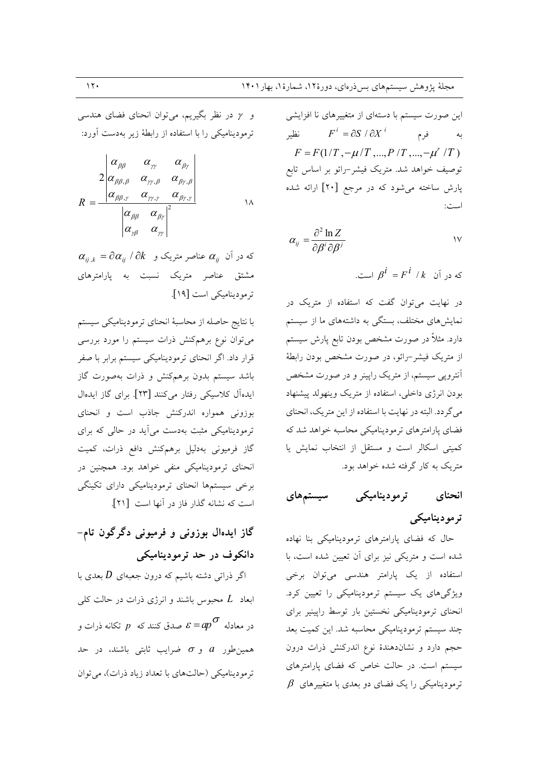این صورت سیستم با دسته‌ای از متغیرهای نا افزایشی به فرم $F^i = \partial S / \partial X^i$ نظیر $F = F(1/T, -\mu/T, ..., P/T, ..., -\mu^r/T)$ توصیف خواهد شد. متریک فیشر-رائو بر اساس تابع پارش ساخته می‌شود که در مرجع [20] ارائه شده است:

$$\alpha_{ij} = \frac{\partial^2 \ln Z}{\partial \beta^i \partial \beta^j} \qquad 17$$

که در آن $\beta^i = F^i / k$ است.

در نهایت می‌توان گفت که استفاده از متریک در نمایش‌های مختلف، بستگی به داشته‌های ما از سیستم دارد. مثلاً در صورت مشخص بودن تابع پارش سیستم از متریک فیشر-رائو، در صورت مشخص بودن رابطهٔ آنتروپی سیستم، از متریک راپینر و در صورت مشخص بودن انرژی داخلی، استفاده از متریک وینهولد پیشنهاد می‌گردد. البته در نهایت با استفاده از این متریک، انحنای فضای پارامترهای ترمودینامیکی محاسبه خواهد شد که کمیتی اسکالر است و مستقل از انتخاب نمایش یا متریک به کار گرفته شده خواهد بود.

## انحنای ترمودینامیکی سیستم‌های ترمودینامیکی

حال که فضای پارامترهای ترمودینامیکی بنا نهاده شده است و متریکی نیز برای آن تعیین شده است، با استفاده از یک پارامتر هندسی می‌توان برخی ویژگی‌های یک سیستم ترمودینامیکی را تعیین کرد. انحنای ترمودینامیکی نخستین بار توسط راپینر برای چند سیستم ترمودینامیکی محاسبه شد. این کمیت بعد حجم دارد و نشان‌دهندهٔ نوع اندرکنش ذرات درون سیستم است. در حالت خاص که فضای پارامترهای ترمودینامیکی را یک فضای دو بعدی با متغیرهای $\beta$ و $\gamma$ در نظر بگیریم، می‌توان انحنای فضای هندسی ترمودینامیکی را با استفاده از رابطهٔ زیر به‌دست آورد:

$$R = \frac{2\begin{vmatrix} \alpha_{\beta\beta} & \alpha_{\gamma\gamma} & \alpha_{\beta\gamma} \\ \alpha_{\beta\beta,\beta} & \alpha_{\gamma\gamma,\beta} & \alpha_{\beta\gamma,\beta} \\ \alpha_{\beta\beta,\gamma} & \alpha_{\gamma\gamma,\gamma} & \alpha_{\beta\gamma,\gamma} \end{vmatrix}}{\begin{vmatrix} \alpha_{\beta\beta} & \alpha_{\beta\gamma} \\ \alpha_{\gamma\beta} & \alpha_{\gamma\gamma} \end{vmatrix}^2} \qquad 18$$

که در آن $\alpha_{ij}$ عناصر متریک و $\alpha_{ij,k} = \partial \alpha_{ij} / \partial k$ مشتق عناصر متریک نسبت به پارامترهای ترمودینامیکی است [19].

با نتایج حاصله از محاسبهٔ انحنای ترمودینامیکی سیستم می‌توان نوع برهم‌کنش ذرات سیستم را مورد بررسی قرار داد. اگر انحنای ترمودینامیکی سیستم برابر با صفر باشد سیستم بدون برهم‌کنش و ذرات به‌صورت گاز ایده‌آل کلاسیکی رفتار می‌کنند [23]. برای گاز ایده‌ال بوزونی همواره اندرکنش جاذب است و انحنای ترمودینامیکی مثبت به‌دست می‌آید در حالی که برای گاز فرمیونی به‌دلیل برهم‌کنش دافع ذرات، کمیت انحنای ترمودینامیکی منفی خواهد بود. همچنین در برخی سیستم‌ها انحنای ترمودینامیکی دارای تکینگی است که نشانه گذار فاز در آنها است [21].

## گاز ایده‌ال بوزونی و فرمیونی دگرگون تام-دانکوف در حد ترمودینامیکی

اگر ذراتی داشته باشیم که درون جعبه‌ای $D$ بعدی با ابعاد $L$ محبوس باشند و انرژی ذرات در حالت کلی در معادله $\varepsilon = ap^{\sigma}$ صدق کنند که $p$ تکانه ذرات و همین‌طور $a$ و $\sigma$ ضرایب ثابتی باشند، در حد ترمودینامیکی (حالت‌های با تعداد زیاد ذرات)، می‌توان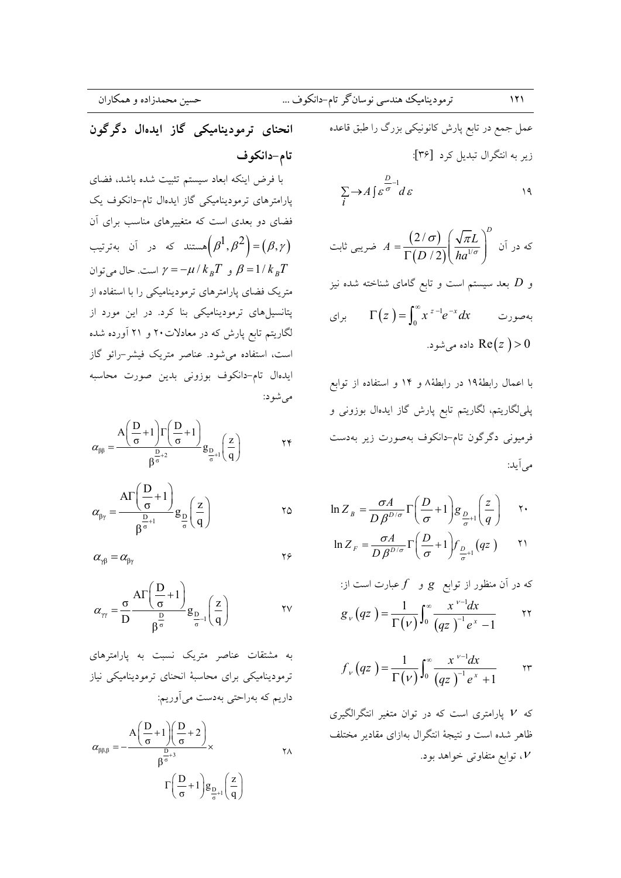عمل جمع در تابع پارش کانونیکی بزرگ را طبق قاعده زیر به انتگرال تبدیل کرد [۳۶]:

$$\sum_i \rightarrow A \int \varepsilon^{\frac{D}{\sigma}-1} d\varepsilon \qquad ۱۹$$

که در آن $A = \frac{(2/\sigma)}{\Gamma(D/2)} \left( \frac{\sqrt{\pi} L}{h a^{1/\sigma}} \right)^D$ ضریبی ثابت و $D$ بعد سیستم است و تابع گامای شناخته شده نیز به‌صورت $\Gamma(z) = \int_0^\infty x^{z-1} e^{-x} dx$ برای $\mathrm{Re}(z) > 0$ داده می‌شود.

با اعمال رابطهٔ۱۹ در رابطهٔ۸ و ۱۴ و استفاده از توابع پلی‌لگاریتم، لگاریتم تابع پارش گاز ایده‌ال بوزونی و فرمیونی دگرگون تام–دانکوف به‌صورت زیر به‌دست می‌آید:

$$\ln Z_B = \frac{\sigma A}{D \beta^{D/\sigma}} \Gamma\left(\frac{D}{\sigma}+1\right) g_{\frac{D}{\sigma}+1}\left(\frac{z}{q}\right) \qquad ۲۰$$

$$\ln Z_F = \frac{\sigma A}{D \beta^{D/\sigma}} \Gamma\left(\frac{D}{\sigma}+1\right) f_{\frac{D}{\sigma}+1}(qz) \qquad ۲۱$$

که در آن منظور از توابع $g$ و $f$ عبارت است از:

$$g_\nu(qz) = \frac{1}{\Gamma(\nu)} \int_0^\infty \frac{x^{\nu-1} dx}{(qz)^{-1} e^x - 1} \qquad ۲۲$$

$$f_\nu(qz) = \frac{1}{\Gamma(\nu)} \int_0^\infty \frac{x^{\nu-1} dx}{(qz)^{-1} e^x + 1} \qquad ۲۳$$

که $\nu$ پارامتری است که در توان متغیر انتگرالگیری ظاهر شده است و نتیجهٔ انتگرال به‌ازای مقادیر مختلف $\nu$، توابع متفاوتی خواهد بود.

## انحنای ترمودینامیکی گاز ایده‌ال دگرگون تام–دانکوف

با فرض اینکه ابعاد سیستم تثبیت شده باشد، فضای پارامترهای ترمودینامیکی گاز ایده‌ال تام–دانکوف یک فضای دو بعدی است که متغییرهای مناسب برای آن $(\beta^1, \beta^2) = (\beta, \gamma)$ هستند که در آن به‌ترتیب $\beta = 1/k_B T$ و $\gamma = -\mu / k_B T$ است. حال می‌توان متریک فضای پارامترهای ترمودینامیکی را با استفاده از پتانسیل‌های ترمودینامیکی بنا کرد. در این مورد از لگاریتم تابع پارش که در معادلات۲۰ و ۲۱ آورده شده است، استفاده می‌شود. عناصر متریک فیشر–رائو گاز ایده‌ال تام–دانکوف بوزونی بدین صورت محاسبه می‌شود:

$$\alpha_{\beta\beta} = \frac{A\left(\frac{D}{\sigma}+1\right)\Gamma\left(\frac{D}{\sigma}+1\right)}{\beta^{\frac{D}{\sigma}+2}} g_{\frac{D}{\sigma}+1}\left(\frac{z}{q}\right) \qquad ۲۴$$

$$\alpha_{\beta\gamma} = \frac{A\Gamma\left(\frac{D}{\sigma}+1\right)}{\beta^{\frac{D}{\sigma}+1}} g_{\frac{D}{\sigma}}\left(\frac{z}{q}\right) \qquad ۲۵$$

$$\alpha_{\gamma\beta} = \alpha_{\beta\gamma} \qquad ۲۶$$

$$\alpha_{\gamma\gamma} = \frac{\sigma}{D} \frac{A\Gamma\left(\frac{D}{\sigma}+1\right)}{\beta^{\frac{D}{\sigma}}} g_{\frac{D}{\sigma}-1}\left(\frac{z}{q}\right) \qquad ۲۷$$

به مشتقات عناصر متریک نسبت به پارامترهای ترمودینامیکی برای محاسبهٔ انحنای ترمودینامیکی نیاز داریم که به‌راحتی به‌دست می‌آوریم:

$$\alpha_{\beta\beta,\beta} = -\frac{A\left(\frac{D}{\sigma}+1\right)\left(\frac{D}{\sigma}+2\right)}{\beta^{\frac{D}{\sigma}+3}} \times \Gamma\left(\frac{D}{\sigma}+1\right) g_{\frac{D}{\sigma}+1}\left(\frac{z}{q}\right) \qquad ۲۸$$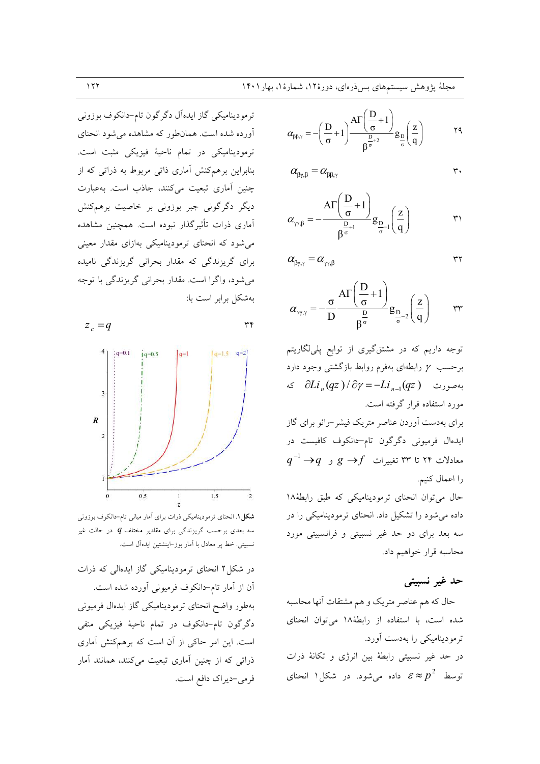$$\alpha_{\beta\beta,\gamma} = -\left(\frac{D}{\sigma}+1\right)\frac{A\Gamma\left(\frac{D}{\sigma}+1\right)}{\beta^{\frac{D}{\sigma}+2}} g_{\frac{D}{\sigma}}\left(\frac{z}{q}\right) \quad (29)$$

$$\alpha_{\beta\gamma,\beta} = \alpha_{\beta\beta,\gamma} \quad (30)$$

$$\alpha_{\gamma\gamma,\beta} = -\frac{A\Gamma\left(\frac{D}{\sigma}+1\right)}{\beta^{\frac{D}{\sigma}+1}} g_{\frac{D}{\sigma}-1}\left(\frac{z}{q}\right) \quad (31)$$

$$\alpha_{\beta\gamma,\gamma} = \alpha_{\gamma\gamma,\beta} \quad (32)$$

$$\alpha_{\gamma\gamma,\gamma} = -\frac{\sigma}{D}\frac{A\Gamma\left(\frac{D}{\sigma}+1\right)}{\beta^{\frac{D}{\sigma}}} g_{\frac{D}{\sigma}-2}\left(\frac{z}{q}\right) \quad (33)$$

توجه داریم که در مشتق‌گیری از توابع پلی‌لگاریتم برحسب $\gamma$ رابطه‌ای به‌فرم روابط بازگشتی وجود دارد به‌صورت $\partial Li_n(qz)/\partial\gamma = -Li_{n-1}(qz)$ که مورد استفاده قرار گرفته است.

برای به‌دست آوردن عناصر متریک فیشر–رائو برای گاز ایده‌ال فرمیونی دگرگون تام–دانکوف کافیست در معادلات ۲۴ تا ۳۳ تغییرات $q^{-1} \to q$ و $g \to f$ را اعمال کنیم.

حال می‌توان انحنای ترمودینامیکی که طبق رابطهٔ ۱۸ داده می‌شود را تشکیل داد. انحنای ترمودینامیکی را در سه بعد برای دو حد غیر نسبیتی و فرانسبیتی مورد محاسبه قرار خواهیم داد.

## حد غیر نسبیتی

حال که هم عناصر متریک و هم مشتقات آنها محاسبه شده است، با استفاده از رابطهٔ ۱۸ می‌توان انحنای ترمودینامیکی را به‌دست آورد.

در حد غیر نسبیتی رابطهٔ بین انرژی و تکانهٔ ذرات توسط $\varepsilon \approx p^2$ داده می‌شود. در شکل ۱ انحنای ترمودینامیکی گاز ایده‌آل دگرگون تام–دانکوف بوزونی آورده شده است. همان‌طور که مشاهده می‌شود انحنای ترمودینامیکی در تمام ناحیهٔ فیزیکی مثبت است. بنابراین برهم‌کنش آماری ذاتی مربوط به ذراتی که از چنین آماری تبعیت می‌کنند، جاذب است. به‌عبارت دیگر دگرگونی جبر بوزونی بر خاصیت برهم‌کنش آماری ذرات تأثیرگذار نبوده است. همچنین مشاهده می‌شود که انحنای ترمودینامیکی به‌ازای مقدار معینی برای گریزندگی که مقدار بحرانی گریزندگی نامیده می‌شود، واگرا است. مقدار بحرانی گریزندگی با توجه به‌شکل برابر است با:

$$z_c = q \quad (34)$$

**شکل ۱.** انحنای ترمودینامیکی ذرات برای آمار میانی تام–دانکوف بوزونی سه بعدی برحسب گریزندگی برای مقادیر مختلف $q$ در حالت غیر نسبیتی. خط پر معادل با آمار بوز–اینشتین ایده‌آل است.

در شکل ۲ انحنای ترمودینامیکی گاز ایده‌الی که ذرات آن از آمار تام–دانکوف فرمیونی آورده شده است. به‌طور واضح انحنای ترمودینامیکی گاز ایده‌ال فرمیونی دگرگون تام–دانکوف در تمام ناحیهٔ فیزیکی منفی است. این امر حاکی از آن است که برهم‌کنش آماری ذاتی که از چنین آماری تبعیت می‌کنند، همانند آمار فرمی–دیراک دافع است.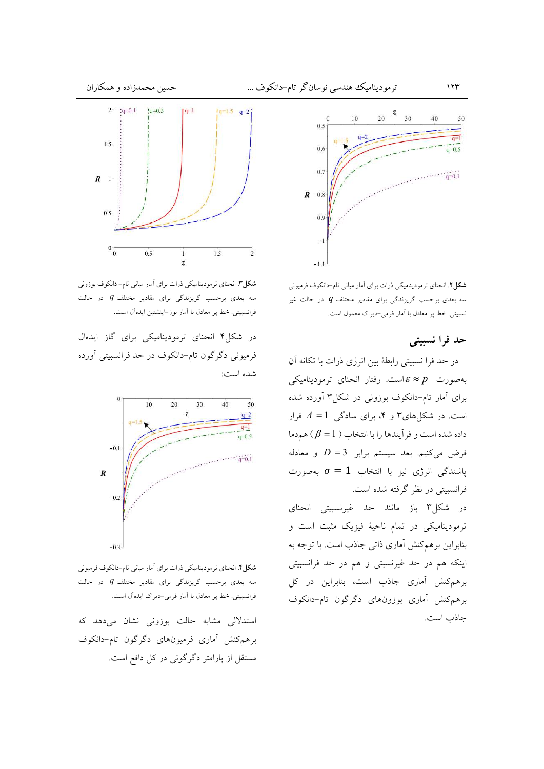شکل۲. انحنای ترمودینامیکی ذرات برای آمار میانی تام–دانکوف فرمیونی سه بعدی برحسب گریزندگی برای مقادیر مختلف $q$ در حالت غیر نسبیتی. خط پر معادل با آمار فرمی–دیراک معمول است.

## حد فرا نسبیتی

در حد فرا نسبیتی رابطهٔ بین انرژی ذرات با تکانه آن به‌صورت $\varepsilon \approx p$ است. رفتار انحنای ترمودینامیکی برای آمار تام–دانکوف بوزونی در شکل۳ آورده شده است. در شکل‌های۳ و ۴، برای سادگی $A = 1$ قرار داده شده است و فرآیندها را با انتخاب ($\beta = 1$) همدما فرض می‌کنیم. بعد سیستم برابر $D = 3$ و معادله پاشندگی انرژی نیز با انتخاب $\sigma = 1$ به‌صورت فرانسبیتی در نظر گرفته شده است.

در شکل۳ باز مانند حد غیرنسبیتی انحنای ترمودینامیکی در تمام ناحیهٔ فیزیک مثبت است و بنابراین برهم‌کنش آماری ذاتی جاذب است. با توجه به اینکه هم در حد غیرنسبتی و هم در حد فرانسبیتی برهم‌کنش آماری جاذب است، بنابراین در کل برهم‌کنش آماری بوزون‌های دگرگون تام–دانکوف جاذب است.

شکل۳. انحنای ترمودینامیکی ذرات برای آمار میانی تام– دانکوف بوزونی سه بعدی برحسب گریزندگی برای مقادیر مختلف $q$ در حالت فرانسبیتی. خط پر معادل با آمار بوز–اینشتین ایدآل است.

در شکل۴ انحنای ترمودینامیکی برای گاز ایده‌ال فرمیونی دگرگون تام–دانکوف در حد فرانسبیتی آورده شده است:

شکل۴. انحنای ترمودینامیکی ذرات برای آمار میانی تام–دانکوف فرمیونی سه بعدی برحسب گریزندگی برای مقادیر مختلف $q$ در حالت فرانسبیتی. خط پر معادل با آمار فرمی–دیراک ایدآل است.

استدلالی مشابه حالت بوزونی نشان می‌دهد که برهم‌کنش آماری فرمیون‌های دگرگون تام–دانکوف مستقل از پارامتر دگرگونی در کل دافع است.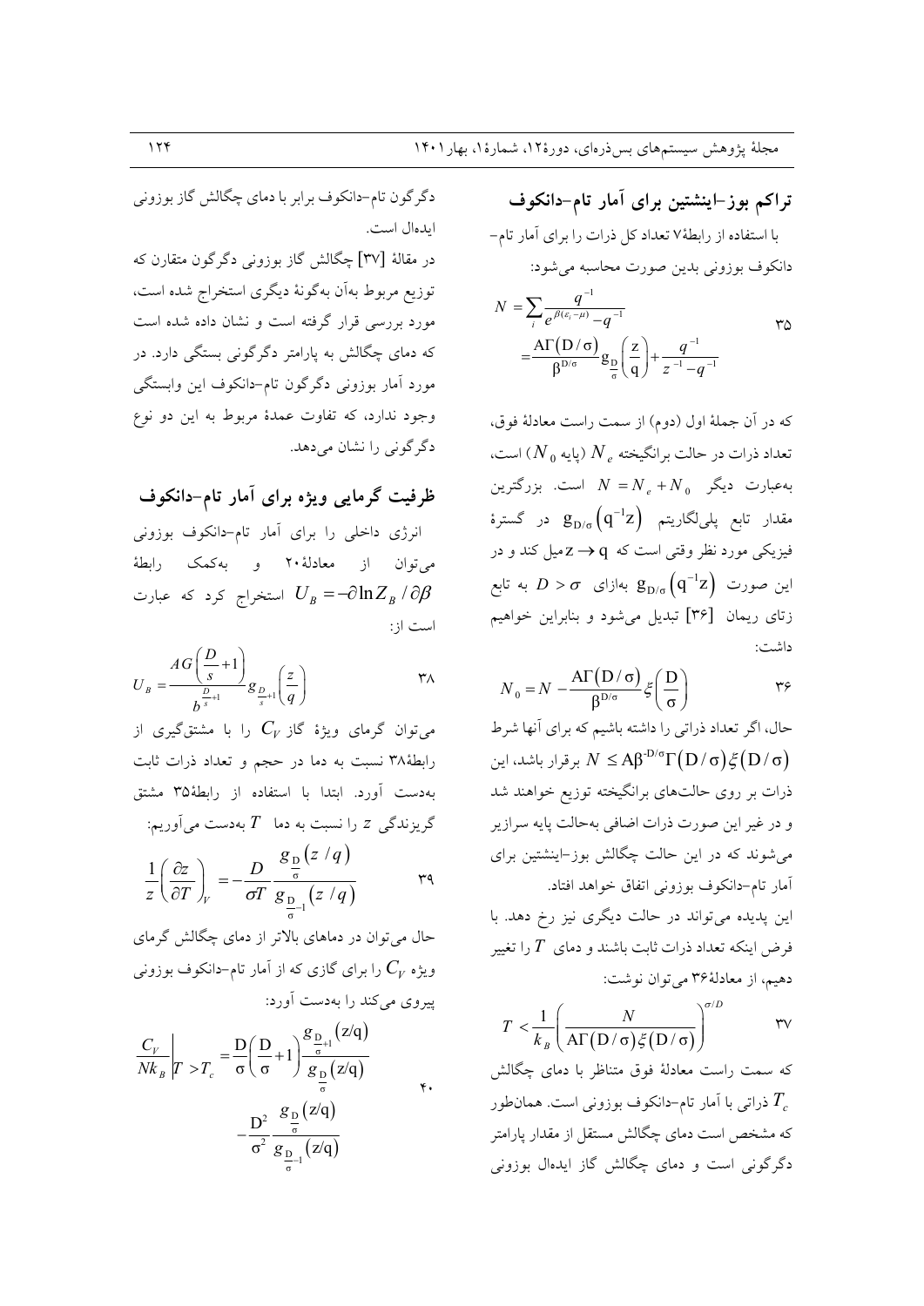## تراکم بوز–اینشتین برای آمار تام–دانکوف

با استفاده از رابطهٔ۷ تعداد کل ذرات را برای آمار تام–دانکوف بوزونی بدین صورت محاسبه می‌شود:

$$N = \sum_i \frac{q^{-1}}{e^{\beta(\varepsilon_i-\mu)} - q^{-1}} = \frac{A\Gamma(D/\sigma)}{\beta^{D/\sigma}} g_{\frac{D}{\sigma}}\left(\frac{z}{q}\right) + \frac{q^{-1}}{z^{-1} - q^{-1}} \qquad ۳۵$$

که در آن جملهٔ اول (دوم) از سمت راست معادلهٔ فوق، تعداد ذرات در حالت برانگیخته $N_e$ (پایه $N_0$) است، به‌عبارت دیگر $N = N_e + N_0$ است. بزرگترین مقدار تابع پلی‌لگاریتم $g_{D/\sigma}(q^{-1}z)$ در گسترهٔ فیزیکی مورد نظر وقتی است که $z \to q$ میل کند و در این صورت $g_{D/\sigma}(q^{-1}z)$ به‌ازای $D > \sigma$ به تابع زتای ریمان [۳۶] تبدیل می‌شود و بنابراین خواهیم داشت:

$$N_0 = N - \frac{A\Gamma(D/\sigma)}{\beta^{D/\sigma}} \xi\left(\frac{D}{\sigma}\right) \qquad ۳۶$$

حال، اگر تعداد ذراتی را داشته باشیم که برای آنها شرط $N \le A\beta^{-D/\sigma}\Gamma(D/\sigma)\xi(D/\sigma)$ برقرار باشد، این ذرات بر روی حالت‌های برانگیخته توزیع خواهند شد و در غیر این صورت ذرات اضافی به‌حالت پایه سرازیر می‌شوند که در این حالت چگالش بوز–اینشتین برای آمار تام–دانکوف بوزونی اتفاق خواهد افتاد.

این پدیده می‌تواند در حالت دیگری نیز رخ دهد. با فرض اینکه تعداد ذرات ثابت باشند و دمای $T$ را تغییر دهیم، از معادلهٔ۳۶ می‌توان نوشت:

$$T < \frac{1}{k_B}\left(\frac{N}{A\Gamma(D/\sigma)\xi(D/\sigma)}\right)^{\sigma/D} \qquad ۳۷$$

که سمت راست معادلهٔ فوق متناظر با دمای چگالش $T_c$ ذراتی با آمار تام–دانکوف بوزونی است. همان‌طور که مشخص است دمای چگالش مستقل از مقدار پارامتر دگرگونی است و دمای چگالش گاز ایده‌ال بوزونی دگرگون تام–دانکوف برابر با دمای چگالش گاز بوزونی ایده‌ال است.

در مقالهٔ [۳۷] چگالش گاز بوزونی دگرگون متقارن که توزیع مربوط به‌آن به‌گونهٔ دیگری استخراج شده است، مورد بررسی قرار گرفته است و نشان داده شده است که دمای چگالش به پارامتر دگرگونی بستگی دارد. در مورد آمار بوزونی دگرگون تام–دانکوف این وابستگی وجود ندارد، که تفاوت عمدهٔ مربوط به این دو نوع دگرگونی را نشان می‌دهد.

## ظرفیت گرمایی ویژه برای آمار تام–دانکوف

انرژی داخلی را برای آمار تام–دانکوف بوزونی می‌توان از معادلهٔ۲۰ و به‌کمک رابطهٔ $U_B = -\partial \ln Z_B / \partial\beta$ استخراج کرد که عبارت است از:

$$U_B = \frac{AG\left(\frac{D}{s}+1\right)}{b^{\frac{D}{s}+1}} g_{\frac{D}{s}+1}\left(\frac{z}{q}\right) \qquad ۳۸$$

می‌توان گرمای ویژهٔ گاز $C_V$ را با مشتق‌گیری از رابطهٔ۳۸ نسبت به دما در حجم و تعداد ذرات ثابت به‌دست آورد. ابتدا با استفاده از رابطهٔ۳۵ مشتق گریزندگی $z$ را نسبت به دما $T$ به‌دست می‌آوریم:

$$\frac{1}{z}\left(\frac{\partial z}{\partial T}\right)_V = -\frac{D}{\sigma T}\frac{g_{\frac{D}{\sigma}}(z/q)}{g_{\frac{D}{\sigma}-1}(z/q)} \qquad ۳۹$$

حال می‌توان در دماهای بالاتر از دمای چگالش گرمای ویژه $C_V$ را برای گازی که از آمار تام–دانکوف بوزونی پیروی می‌کند را به‌دست آورد:

$$\left.\frac{C_V}{Nk_B}\right|_{T>T_c} = \frac{D}{\sigma}\left(\frac{D}{\sigma}+1\right)\frac{g_{\frac{D}{\sigma}+1}(z/q)}{g_{\frac{D}{\sigma}}(z/q)} - \frac{D^2}{\sigma^2}\frac{g_{\frac{D}{\sigma}}(z/q)}{g_{\frac{D}{\sigma}-1}(z/q)} \qquad ۴۰$$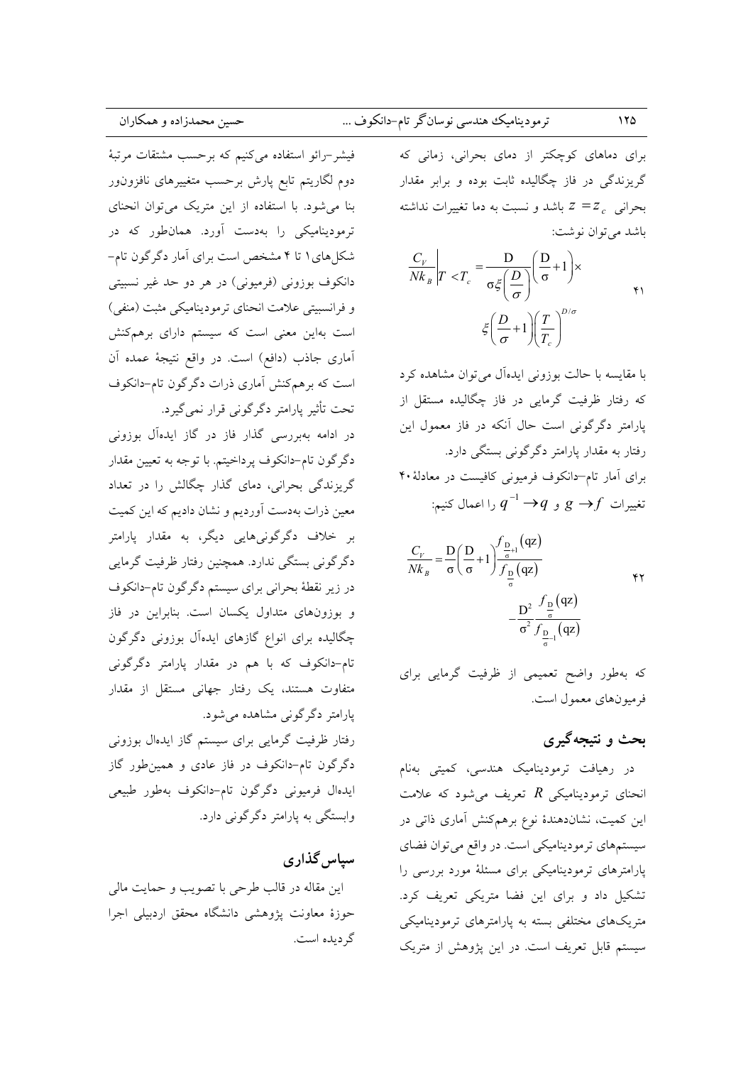برای دماهای کوچکتر از دمای بحرانی، زمانی که گریزندگی در فاز چگالیده ثابت بوده و برابر مقدار بحرانی $z = z_c$ باشد و نسبت به دما تغییرات نداشته باشد می‌توان نوشت:

$$\left.\frac{C_V}{Nk_B}\right|_{T<T_c} = \frac{D}{\sigma\xi\left(\frac{D}{\sigma}\right)}\left(\frac{D}{\sigma}+1\right)\times \xi\left(\frac{D}{\sigma}+1\right)\left(\frac{T}{T_c}\right)^{D/\sigma} \qquad 41$$

با مقایسه با حالت بوزونی ایده‌آل می‌توان مشاهده کرد که رفتار ظرفیت گرمایی در فاز چگالیده مستقل از پارامتر دگرگونی است حال آنکه در فاز معمول این رفتار به مقدار پارامتر دگرگونی بستگی دارد.

برای آمار تام-دانکوف فرمیونی کافیست در معادلهٔ ۴۰ تغییرات $g \to f$ و $q^{-1} \to q$ را اعمال کنیم:

$$\frac{C_V}{Nk_B} = \frac{D}{\sigma}\left(\frac{D}{\sigma}+1\right)\frac{f_{\frac{D}{\sigma}+1}(qz)}{f_{\frac{D}{\sigma}}(qz)} - \frac{D^2}{\sigma^2}\frac{f_{\frac{D}{\sigma}}(qz)}{f_{\frac{D}{\sigma}-1}(qz)} \qquad 42$$

که به‌طور واضح تعمیمی از ظرفیت گرمایی برای فرمیون‌های معمول است.

## بحث و نتیجه‌گیری

در رهیافت ترمودینامیک هندسی، کمیتی به‌نام انحنای ترمودینامیکی $R$ تعریف می‌شود که علامت این کمیت، نشان‌دهندهٔ نوع برهم‌کنش آماری ذاتی در سیستم‌های ترمودینامیکی است. در واقع می‌توان فضای پارامترهای ترمودینامیکی برای مسئلهٔ مورد بررسی را تشکیل داد و برای این فضا متریکی تعریف کرد. متریک‌های مختلفی بسته به پارامترهای ترمودینامیکی سیستم قابل تعریف است. در این پژوهش از متریک فیشر-رائو استفاده می‌کنیم که برحسب مشتقات مرتبهٔ دوم لگاریتم تابع پارش برحسب متغییرهای نافزونور بنا می‌شود. با استفاده از این متریک می‌توان انحنای ترمودینامیکی را به‌دست آورد. همان‌طور که در شکل‌های ۱ تا ۴ مشخص است برای آمار دگرگون تام-دانکوف بوزونی (فرمیونی) در هر دو حد غیر نسبیتی و فرانسبیتی علامت انحنای ترمودینامیکی مثبت (منفی) است به‌این معنی است که سیستم دارای برهم‌کنش آماری جاذب (دافع) است. در واقع نتیجهٔ عمده آن است که برهم‌کنش آماری ذرات دگرگون تام-دانکوف تحت تأثیر پارامتر دگرگونی قرار نمی‌گیرد.

در ادامه به‌بررسی گذار فاز در گاز ایده‌آل بوزونی دگرگون تام-دانکوف پرداختیم. با توجه به تعیین مقدار گریزندگی بحرانی، دمای گذار چگالش را در تعداد معین ذرات به‌دست آوردیم و نشان دادیم که این کمیت بر خلاف دگرگونی‌هایی دیگر، به مقدار پارامتر دگرگونی بستگی ندارد. همچنین رفتار ظرفیت گرمایی در زیر نقطهٔ بحرانی برای سیستم دگرگون تام-دانکوف و بوزون‌های متداول یکسان است. بنابراین در فاز چگالیده برای انواع گازهای ایده‌آل بوزونی دگرگون تام-دانکوف که با هم در مقدار پارامتر دگرگونی متفاوت هستند، یک رفتار جهانی مستقل از مقدار پارامتر دگرگونی مشاهده می‌شود.

رفتار ظرفیت گرمایی برای سیستم گاز ایده‌ال بوزونی دگرگون تام-دانکوف در فاز عادی و همین‌طور گاز ایده‌ال فرمیونی دگرگون تام-دانکوف به‌طور طبیعی وابستگی به پارامتر دگرگونی دارد.

## سپاس‌گذاری

این مقاله در قالب طرحی با تصویب و حمایت مالی حوزهٔ معاونت پژوهشی دانشگاه محقق اردبیلی اجرا گردیده است.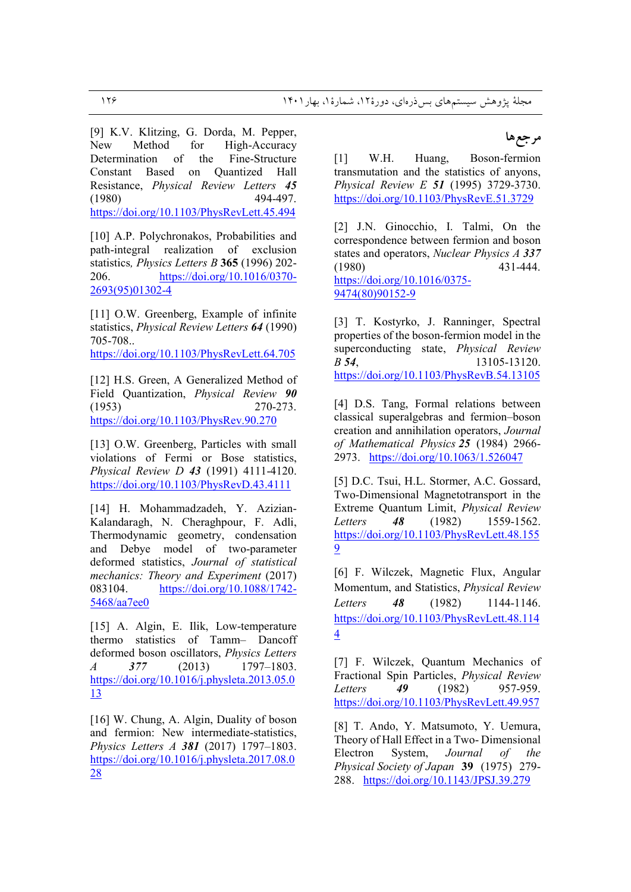## مرجع‌ها

[1] W.H. Huang, Boson-fermion transmutation and the statistics of anyons, *Physical Review E* ***51*** (1995) 3729-3730. https://doi.org/10.1103/PhysRevE.51.3729

[2] J.N. Ginocchio, I. Talmi, On the correspondence between fermion and boson states and operators, *Nuclear Physics A* ***337*** (1980) 431-444. https://doi.org/10.1016/0375-9474(80)90152-9

[3] T. Kostyrko, J. Ranninger, Spectral properties of the boson-fermion model in the superconducting state, *Physical Review B* ***54***, 13105-13120. https://doi.org/10.1103/PhysRevB.54.13105

[4] D.S. Tang, Formal relations between classical superalgebras and fermion–boson creation and annihilation operators, *Journal of Mathematical Physics* ***25*** (1984) 2966-2973. https://doi.org/10.1063/1.526047

[5] D.C. Tsui, H.L. Stormer, A.C. Gossard, Two-Dimensional Magnetotransport in the Extreme Quantum Limit, *Physical Review Letters* ***48*** (1982) 1559-1562. https://doi.org/10.1103/PhysRevLett.48.1559

[6] F. Wilczek, Magnetic Flux, Angular Momentum, and Statistics, *Physical Review Letters* ***48*** (1982) 1144-1146. https://doi.org/10.1103/PhysRevLett.48.1144

[7] F. Wilczek, Quantum Mechanics of Fractional Spin Particles, *Physical Review Letters* ***49*** (1982) 957-959. https://doi.org/10.1103/PhysRevLett.49.957

[8] T. Ando, Y. Matsumoto, Y. Uemura, Theory of Hall Effect in a Two- Dimensional Electron System, *Journal of the Physical Society of Japan* **39** (1975) 279-288. https://doi.org/10.1143/JPSJ.39.279

[9] K.V. Klitzing, G. Dorda, M. Pepper, New Method for High-Accuracy Determination of the Fine-Structure Constant Based on Quantized Hall Resistance, *Physical Review Letters* ***45*** (1980) 494-497. https://doi.org/10.1103/PhysRevLett.45.494

[10] A.P. Polychronakos, Probabilities and path-integral realization of exclusion statistics*, Physics Letters B* **365** (1996) 202-206. https://doi.org/10.1016/0370-2693(95)01302-4

[11] O.W. Greenberg, Example of infinite statistics, *Physical Review Letters* ***64*** (1990) 705-708.. https://doi.org/10.1103/PhysRevLett.64.705

[12] H.S. Green, A Generalized Method of Field Quantization, *Physical Review* ***90*** (1953) 270-273. https://doi.org/10.1103/PhysRev.90.270

[13] O.W. Greenberg, Particles with small violations of Fermi or Bose statistics, *Physical Review D* ***43*** (1991) 4111-4120. https://doi.org/10.1103/PhysRevD.43.4111

[14] H. Mohammadzadeh, Y. Azizian-Kalandaragh, N. Cheraghpour, F. Adli, Thermodynamic geometry, condensation and Debye model of two-parameter deformed statistics, *Journal of statistical mechanics: Theory and Experiment* (2017) 083104. https://doi.org/10.1088/1742-5468/aa7ee0

[15] A. Algin, E. Ilik, Low-temperature thermo statistics of Tamm– Dancoff deformed boson oscillators, *Physics Letters A* ***377*** (2013) 1797–1803. https://doi.org/10.1016/j.physleta.2013.05.013

[16] W. Chung, A. Algin, Duality of boson and fermion: New intermediate-statistics, *Physics Letters A* ***381*** (2017) 1797–1803. https://doi.org/10.1016/j.physleta.2017.08.028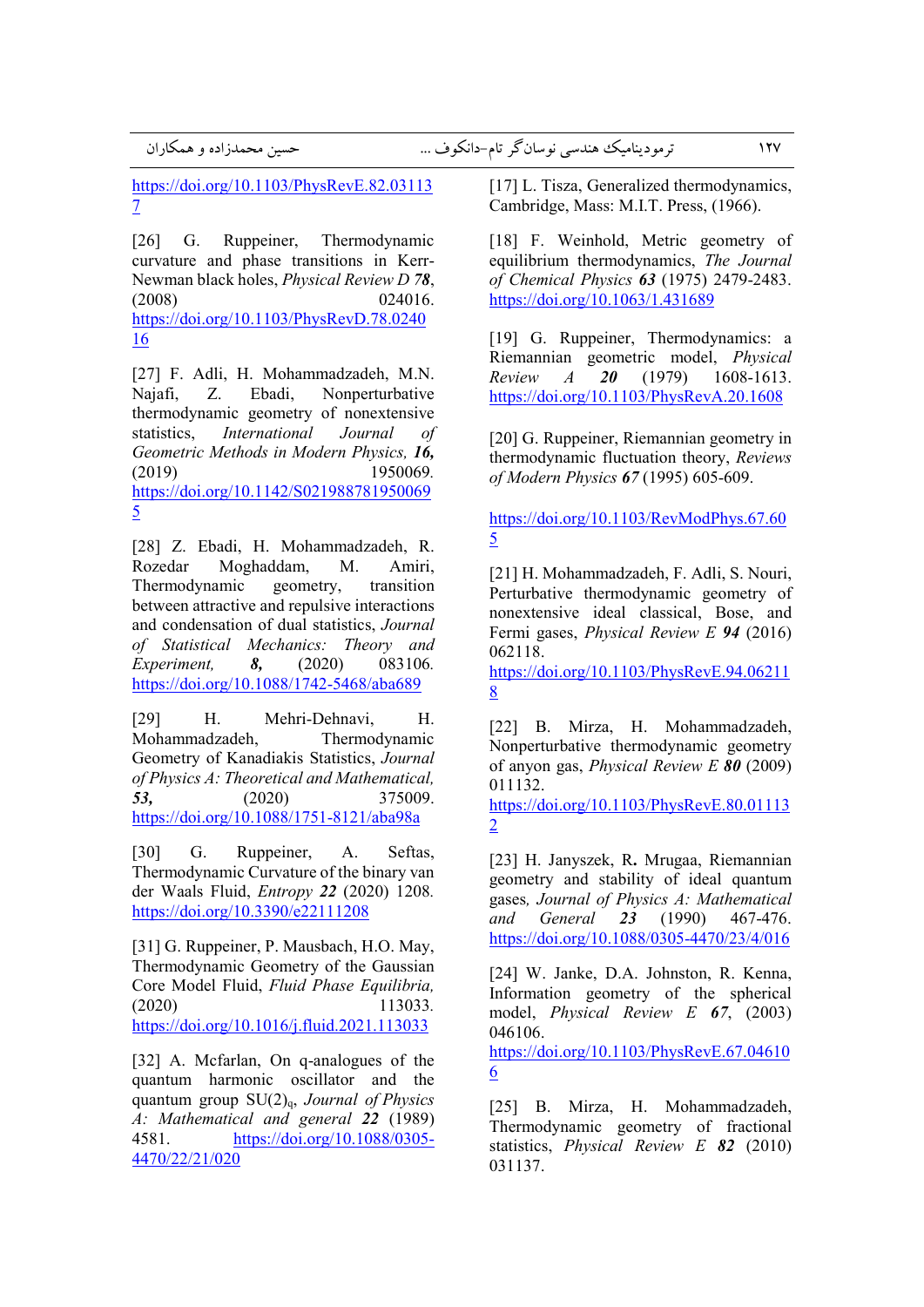https://doi.org/10.1103/PhysRevE.82.031137

[26] G. Ruppeiner, Thermodynamic curvature and phase transitions in Kerr-Newman black holes, *Physical Review D* ***78***, (2008) 024016. https://doi.org/10.1103/PhysRevD.78.024016

[27] F. Adli, H. Mohammadzadeh, M.N. Najafi, Z. Ebadi, Nonperturbative thermodynamic geometry of nonextensive statistics, *International Journal of Geometric Methods in Modern Physics,* ***16,*** (2019) 1950069. https://doi.org/10.1142/S0219887819500695

[28] Z. Ebadi, H. Mohammadzadeh, R. Rozedar Moghaddam, M. Amiri, Thermodynamic geometry, transition between attractive and repulsive interactions and condensation of dual statistics, *Journal of Statistical Mechanics: Theory and Experiment,* ***8,*** (2020) 083106. https://doi.org/10.1088/1742-5468/aba689

[29] H. Mehri-Dehnavi, H. Mohammadzadeh, Thermodynamic Geometry of Kanadiakis Statistics, *Journal of Physics A: Theoretical and Mathematical,* ***53,*** (2020) 375009. https://doi.org/10.1088/1751-8121/aba98a

[30] G. Ruppeiner, A. Seftas, Thermodynamic Curvature of the binary van der Waals Fluid, *Entropy* ***22*** (2020) 1208. https://doi.org/10.3390/e22111208

[31] G. Ruppeiner, P. Mausbach, H.O. May, Thermodynamic Geometry of the Gaussian Core Model Fluid, *Fluid Phase Equilibria,* (2020) 113033. https://doi.org/10.1016/j.fluid.2021.113033

[32] A. Mcfarlan, On q-analogues of the quantum harmonic oscillator and the quantum group $SU(2)_q$, *Journal of Physics A: Mathematical and general* ***22*** (1989) 4581. https://doi.org/10.1088/0305-4470/22/21/020

[17] L. Tisza, Generalized thermodynamics, Cambridge, Mass: M.I.T. Press, (1966).

[18] F. Weinhold, Metric geometry of equilibrium thermodynamics, *The Journal of Chemical Physics* ***63*** (1975) 2479-2483. https://doi.org/10.1063/1.431689

[19] G. Ruppeiner, Thermodynamics: a Riemannian geometric model, *Physical Review A* ***20*** (1979) 1608-1613. https://doi.org/10.1103/PhysRevA.20.1608

[20] G. Ruppeiner, Riemannian geometry in thermodynamic fluctuation theory, *Reviews of Modern Physics* ***67*** (1995) 605-609.

https://doi.org/10.1103/RevModPhys.67.605

[21] H. Mohammadzadeh, F. Adli, S. Nouri, Perturbative thermodynamic geometry of nonextensive ideal classical, Bose, and Fermi gases, *Physical Review E* ***94*** (2016) 062118. https://doi.org/10.1103/PhysRevE.94.062118

[22] B. Mirza, H. Mohammadzadeh, Nonperturbative thermodynamic geometry of anyon gas, *Physical Review E* ***80*** (2009) 011132. https://doi.org/10.1103/PhysRevE.80.011132

[23] H. Janyszek, R. Mrugaa, Riemannian geometry and stability of ideal quantum gases, *Journal of Physics A: Mathematical and General* ***23*** (1990) 467-476. https://doi.org/10.1088/0305-4470/23/4/016

[24] W. Janke, D.A. Johnston, R. Kenna, Information geometry of the spherical model, *Physical Review E* ***67***, (2003) 046106. https://doi.org/10.1103/PhysRevE.67.046106

[25] B. Mirza, H. Mohammadzadeh, Thermodynamic geometry of fractional statistics, *Physical Review E* ***82*** (2010) 031137.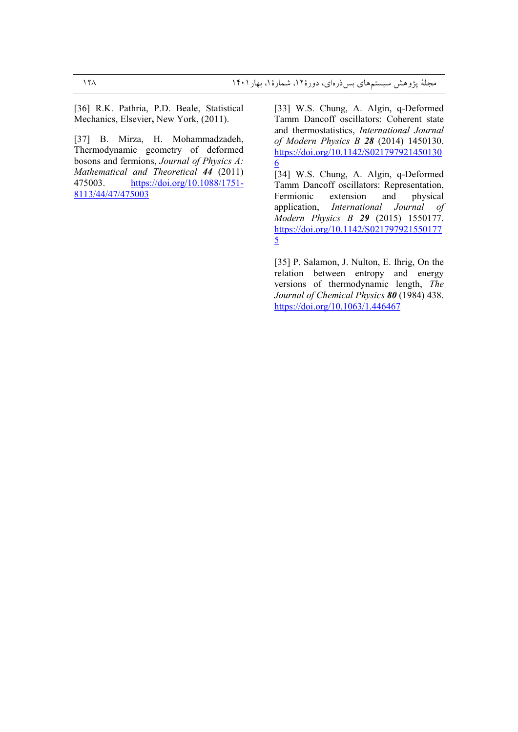[33] W.S. Chung, A. Algin, q-Deformed Tamm Dancoff oscillators: Coherent state and thermostatistics, *International Journal of Modern Physics B* ***28*** (2014) 1450130. https://doi.org/10.1142/S0217979214501306

[34] W.S. Chung, A. Algin, q-Deformed Tamm Dancoff oscillators: Representation, Fermionic extension and physical application, *International Journal of Modern Physics B* ***29*** (2015) 1550177. https://doi.org/10.1142/S0217979215501775

[35] P. Salamon, J. Nulton, E. Ihrig, On the relation between entropy and energy versions of thermodynamic length, *The Journal of Chemical Physics* ***80*** (1984) 438. https://doi.org/10.1063/1.446467

[36] R.K. Pathria, P.D. Beale, Statistical Mechanics, Elsevier**,** New York, (2011).

[37] B. Mirza, H. Mohammadzadeh, Thermodynamic geometry of deformed bosons and fermions, *Journal of Physics A: Mathematical and Theoretical* ***44*** (2011) 475003. https://doi.org/10.1088/1751-8113/44/47/475003